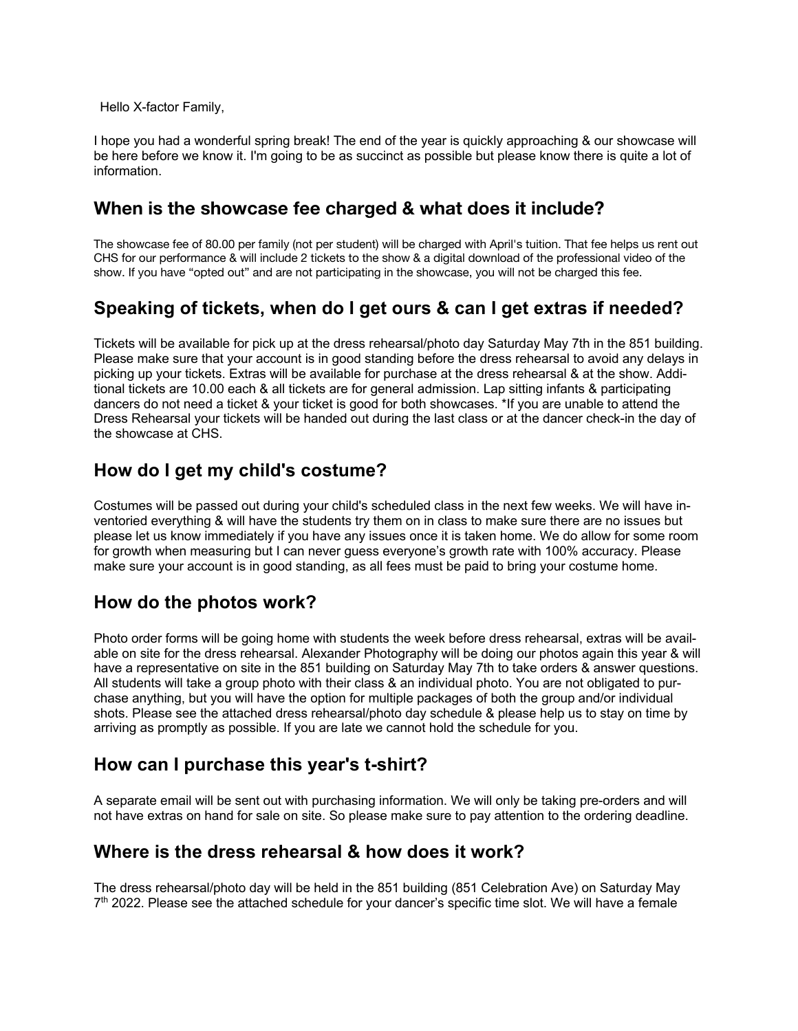Hello X-factor Family,

I hope you had a wonderful spring break! The end of the year is quickly approaching & our showcase will be here before we know it. I'm going to be as succinct as possible but please know there is quite a lot of information.

## When is the showcase fee charged & what does it include?

The showcase fee of 80.00 per family (not per student) will be charged with April's tuition. That fee helps us rent out CHS for our performance & will include 2 tickets to the show & a digital download of the professional video of the show. If you have "opted out" and are not participating in the showcase, you will not be charged this fee.

## Speaking of tickets, when do I get ours & can I get extras if needed?

Tickets will be available for pick up at the dress rehearsal/photo day Saturday May 7th in the 851 building. Please make sure that your account is in good standing before the dress rehearsal to avoid any delays in picking up your tickets. Extras will be available for purchase at the dress rehearsal & at the show. Additional tickets are 10.00 each & all tickets are for general admission. Lap sitting infants & participating dancers do not need a ticket & your ticket is good for both showcases. *If you are unable to attend the Dress Rehearsal your tickets will be handed out during the last class or at the dancer check-in the day of the showcase at CHS.

## How do I get my child's costume?

Costumes will be passed out during your child's scheduled class in the next few weeks. We will have inventoried everything & will have the students try them on in class to make sure there are no issues but please let us know immediately if you have any issues once it is taken home. We do allow for some room for growth when measuring but I can never guess everyone's growth rate with 100% accuracy. Please make sure your account is in good standing, as all fees must be paid to bring your costume home.

## How do the photos work?

Photo order forms will be going home with students the week before dress rehearsal, extras will be available on site for the dress rehearsal. Alexander Photography will be doing our photos again this year & will have a representative on site in the 851 building on Saturday May 7th to take orders & answer questions. All students will take a group photo with their class & an individual photo. You are not obligated to purchase anything, but you will have the option for multiple packages of both the group and/or individual shots. Please see the attached dress rehearsal/photo day schedule & please help us to stay on time by arriving as promptly as possible. If you are late we cannot hold the schedule for you.

## How can I purchase this year's t-shirt?

A separate email will be sent out with purchasing information. We will only be taking pre-orders and will not have extras on hand for sale on site. So please make sure to pay attention to the ordering deadline.

## Where is the dress rehearsal & how does it work?

The dress rehearsal/photo day will be held in the 851 building (851 Celebration Ave) on Saturday May 7th 2022. Please see the attached schedule for your dancer's specific time slot. We will have a female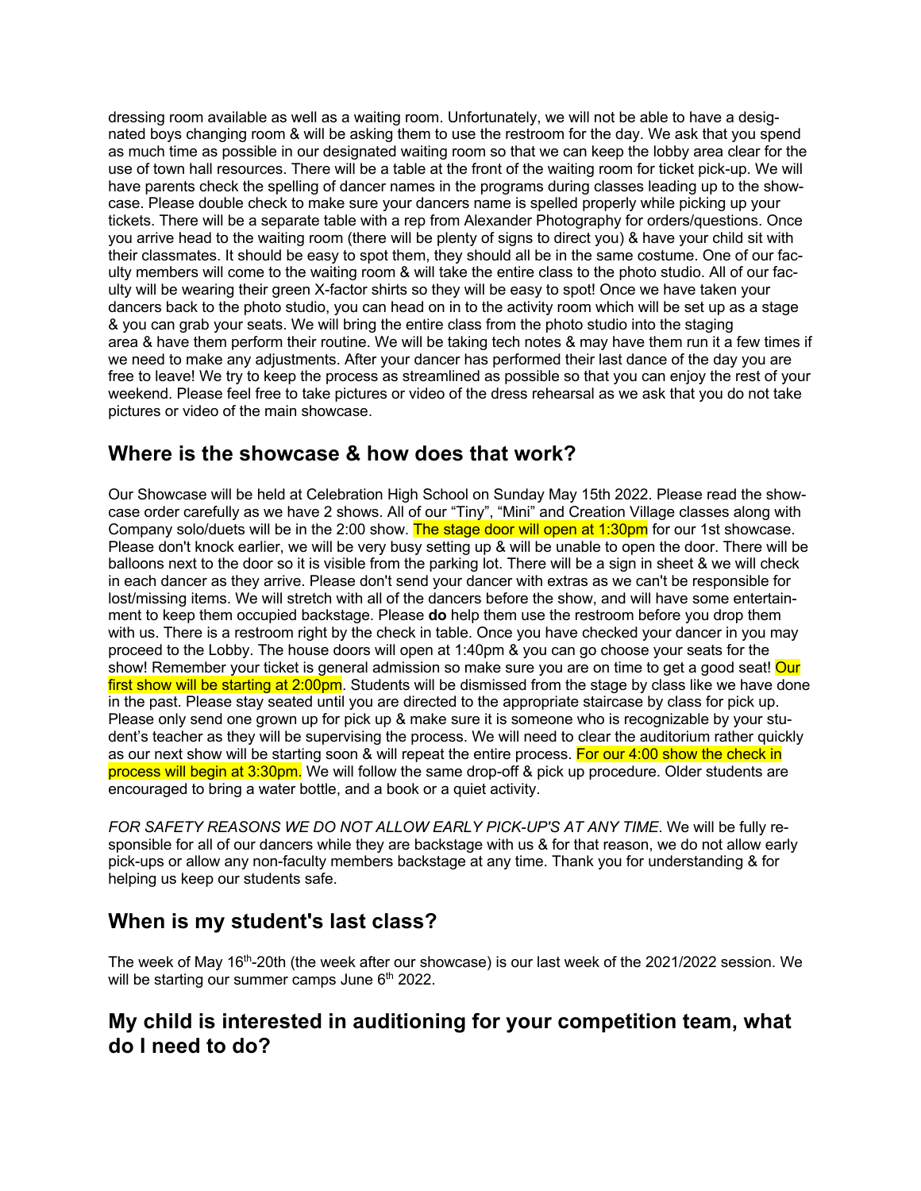dressing room available as well as a waiting room. Unfortunately, we will not be able to have a designated boys changing room & will be asking them to use the restroom for the day. We ask that you spend as much time as possible in our designated waiting room so that we can keep the lobby area clear for the use of town hall resources. There will be a table at the front of the waiting room for ticket pick-up. We will have parents check the spelling of dancer names in the programs during classes leading up to the showcase. Please double check to make sure your dancers name is spelled properly while picking up your tickets. There will be a separate table with a rep from Alexander Photography for orders/questions. Once you arrive head to the waiting room (there will be plenty of signs to direct you) & have your child sit with their classmates. It should be easy to spot them, they should all be in the same costume. One of our faculty members will come to the waiting room & will take the entire class to the photo studio. All of our faculty will be wearing their green X-factor shirts so they will be easy to spot! Once we have taken your dancers back to the photo studio, you can head on in to the activity room which will be set up as a stage & you can grab your seats. We will bring the entire class from the photo studio into the staging area & have them perform their routine. We will be taking tech notes & may have them run it a few times if we need to make any adjustments. After your dancer has performed their last dance of the day you are free to leave! We try to keep the process as streamlined as possible so that you can enjoy the rest of your weekend. Please feel free to take pictures or video of the dress rehearsal as we ask that you do not take pictures or video of the main showcase.

## Where is the showcase & how does that work?

Our Showcase will be held at Celebration High School on Sunday May 15th 2022. Please read the showcase order carefully as we have 2 shows. All of our "Tiny", "Mini" and Creation Village classes along with Company solo/duets will be in the 2:00 show. The stage door will open at 1:30pm for our 1st showcase. Please don't knock earlier, we will be very busy setting up & will be unable to open the door. There will be balloons next to the door so it is visible from the parking lot. There will be a sign in sheet & we will check in each dancer as they arrive. Please don't send your dancer with extras as we can't be responsible for lost/missing items. We will stretch with all of the dancers before the show, and will have some entertainment to keep them occupied backstage. Please **do** help them use the restroom before you drop them with us. There is a restroom right by the check in table. Once you have checked your dancer in you may proceed to the Lobby. The house doors will open at 1:40pm & you can go choose your seats for the show! Remember your ticket is general admission so make sure you are on time to get a good seat! Our first show will be starting at 2:00pm. Students will be dismissed from the stage by class like we have done in the past. Please stay seated until you are directed to the appropriate staircase by class for pick up. Please only send one grown up for pick up & make sure it is someone who is recognizable by your student's teacher as they will be supervising the process. We will need to clear the auditorium rather quickly as our next show will be starting soon & will repeat the entire process. For our 4:00 show the check in process will begin at 3:30pm. We will follow the same drop-off & pick up procedure. Older students are encouraged to bring a water bottle, and a book or a quiet activity.

*FOR SAFETY REASONS WE DO NOT ALLOW EARLY PICK-UP'S AT ANY TIME*. We will be fully responsible for all of our dancers while they are backstage with us & for that reason, we do not allow early pick-ups or allow any non-faculty members backstage at any time. Thank you for understanding & for helping us keep our students safe.

## When is my student's last class?

The week of May 16th-20th (the week after our showcase) is our last week of the 2021/2022 session. We will be starting our summer camps June 6th 2022.

## My child is interested in auditioning for your competition team, what do I need to do?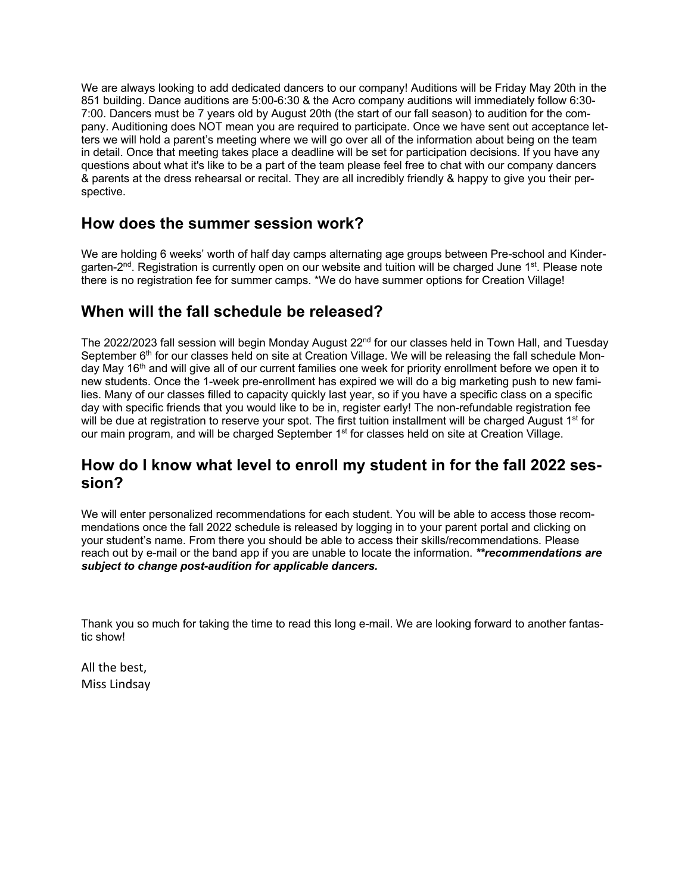We are always looking to add dedicated dancers to our company! Auditions will be Friday May 20th in the 851 building. Dance auditions are 5:00-6:30 & the Acro company auditions will immediately follow 6:30-7:00. Dancers must be 7 years old by August 20th (the start of our fall season) to audition for the company. Auditioning does NOT mean you are required to participate. Once we have sent out acceptance letters we will hold a parent's meeting where we will go over all of the information about being on the team in detail. Once that meeting takes place a deadline will be set for participation decisions. If you have any questions about what it's like to be a part of the team please feel free to chat with our company dancers & parents at the dress rehearsal or recital. They are all incredibly friendly & happy to give you their perspective.

## How does the summer session work?

We are holding 6 weeks' worth of half day camps alternating age groups between Pre-school and Kindergarten-2nd. Registration is currently open on our website and tuition will be charged June 1st. Please note there is no registration fee for summer camps. *We do have summer options for Creation Village!

## When will the fall schedule be released?

The 2022/2023 fall session will begin Monday August 22nd for our classes held in Town Hall, and Tuesday September 6th for our classes held on site at Creation Village. We will be releasing the fall schedule Monday May 16th and will give all of our current families one week for priority enrollment before we open it to new students. Once the 1-week pre-enrollment has expired we will do a big marketing push to new families. Many of our classes filled to capacity quickly last year, so if you have a specific class on a specific day with specific friends that you would like to be in, register early! The non-refundable registration fee will be due at registration to reserve your spot. The first tuition installment will be charged August 1st for our main program, and will be charged September 1st for classes held on site at Creation Village.

## How do I know what level to enroll my student in for the fall 2022 session?

We will enter personalized recommendations for each student. You will be able to access those recommendations once the fall 2022 schedule is released by logging in to your parent portal and clicking on your student's name. From there you should be able to access their skills/recommendations. Please reach out by e-mail or the band app if you are unable to locate the information. ***\*\*recommendations are subject to change post-audition for applicable dancers.***

Thank you so much for taking the time to read this long e-mail. We are looking forward to another fantastic show!

All the best,
Miss Lindsay